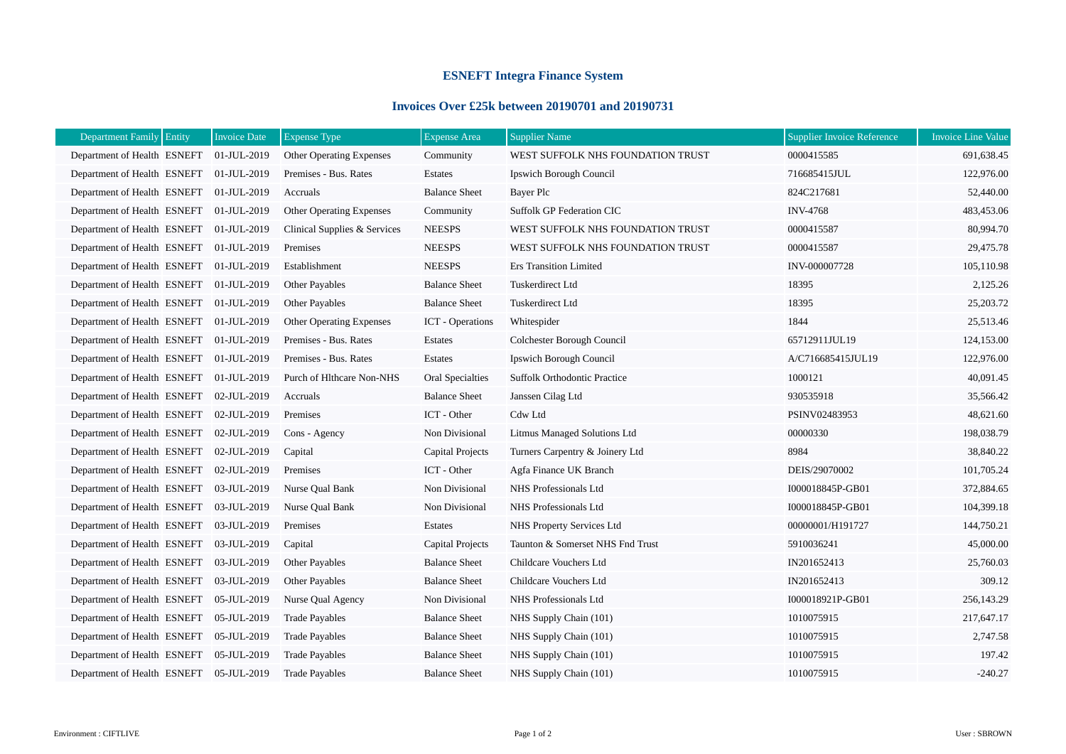# ESNEFT Integra Finance System

## Invoices Over £25k between 20190701 and 20190731

| Department Family | Entity | Invoice Date | Expense Type | Expense Area | Supplier Name | Supplier Invoice Reference | Invoice Line Value |
|---|---|---|---|---|---|---|---|
| Department of Health | ESNEFT | 01-JUL-2019 | Other Operating Expenses | Community | WEST SUFFOLK NHS FOUNDATION TRUST | 0000415585 | 691,638.45 |
| Department of Health | ESNEFT | 01-JUL-2019 | Premises - Bus. Rates | Estates | Ipswich Borough Council | 716685415JUL | 122,976.00 |
| Department of Health | ESNEFT | 01-JUL-2019 | Accruals | Balance Sheet | Bayer Plc | 824C217681 | 52,440.00 |
| Department of Health | ESNEFT | 01-JUL-2019 | Other Operating Expenses | Community | Suffolk GP Federation CIC | INV-4768 | 483,453.06 |
| Department of Health | ESNEFT | 01-JUL-2019 | Clinical Supplies & Services | NEESPS | WEST SUFFOLK NHS FOUNDATION TRUST | 0000415587 | 80,994.70 |
| Department of Health | ESNEFT | 01-JUL-2019 | Premises | NEESPS | WEST SUFFOLK NHS FOUNDATION TRUST | 0000415587 | 29,475.78 |
| Department of Health | ESNEFT | 01-JUL-2019 | Establishment | NEESPS | Ers Transition Limited | INV-000007728 | 105,110.98 |
| Department of Health | ESNEFT | 01-JUL-2019 | Other Payables | Balance Sheet | Tuskerdirect Ltd | 18395 | 2,125.26 |
| Department of Health | ESNEFT | 01-JUL-2019 | Other Payables | Balance Sheet | Tuskerdirect Ltd | 18395 | 25,203.72 |
| Department of Health | ESNEFT | 01-JUL-2019 | Other Operating Expenses | ICT - Operations | Whitespider | 1844 | 25,513.46 |
| Department of Health | ESNEFT | 01-JUL-2019 | Premises - Bus. Rates | Estates | Colchester Borough Council | 65712911JUL19 | 124,153.00 |
| Department of Health | ESNEFT | 01-JUL-2019 | Premises - Bus. Rates | Estates | Ipswich Borough Council | A/C716685415JUL19 | 122,976.00 |
| Department of Health | ESNEFT | 01-JUL-2019 | Purch of Hlthcare Non-NHS | Oral Specialties | Suffolk Orthodontic Practice | 1000121 | 40,091.45 |
| Department of Health | ESNEFT | 02-JUL-2019 | Accruals | Balance Sheet | Janssen Cilag Ltd | 930535918 | 35,566.42 |
| Department of Health | ESNEFT | 02-JUL-2019 | Premises | ICT - Other | Cdw Ltd | PSINV02483953 | 48,621.60 |
| Department of Health | ESNEFT | 02-JUL-2019 | Cons - Agency | Non Divisional | Litmus Managed Solutions Ltd | 00000330 | 198,038.79 |
| Department of Health | ESNEFT | 02-JUL-2019 | Capital | Capital Projects | Turners Carpentry & Joinery Ltd | 8984 | 38,840.22 |
| Department of Health | ESNEFT | 02-JUL-2019 | Premises | ICT - Other | Agfa Finance UK Branch | DEIS/29070002 | 101,705.24 |
| Department of Health | ESNEFT | 03-JUL-2019 | Nurse Qual Bank | Non Divisional | NHS Professionals Ltd | I000018845P-GB01 | 372,884.65 |
| Department of Health | ESNEFT | 03-JUL-2019 | Nurse Qual Bank | Non Divisional | NHS Professionals Ltd | I000018845P-GB01 | 104,399.18 |
| Department of Health | ESNEFT | 03-JUL-2019 | Premises | Estates | NHS Property Services Ltd | 00000001/H191727 | 144,750.21 |
| Department of Health | ESNEFT | 03-JUL-2019 | Capital | Capital Projects | Taunton & Somerset NHS Fnd Trust | 5910036241 | 45,000.00 |
| Department of Health | ESNEFT | 03-JUL-2019 | Other Payables | Balance Sheet | Childcare Vouchers Ltd | IN201652413 | 25,760.03 |
| Department of Health | ESNEFT | 03-JUL-2019 | Other Payables | Balance Sheet | Childcare Vouchers Ltd | IN201652413 | 309.12 |
| Department of Health | ESNEFT | 05-JUL-2019 | Nurse Qual Agency | Non Divisional | NHS Professionals Ltd | I000018921P-GB01 | 256,143.29 |
| Department of Health | ESNEFT | 05-JUL-2019 | Trade Payables | Balance Sheet | NHS Supply Chain (101) | 1010075915 | 217,647.17 |
| Department of Health | ESNEFT | 05-JUL-2019 | Trade Payables | Balance Sheet | NHS Supply Chain (101) | 1010075915 | 2,747.58 |
| Department of Health | ESNEFT | 05-JUL-2019 | Trade Payables | Balance Sheet | NHS Supply Chain (101) | 1010075915 | 197.42 |
| Department of Health | ESNEFT | 05-JUL-2019 | Trade Payables | Balance Sheet | NHS Supply Chain (101) | 1010075915 | -240.27 |

Environment : CIFTLIVE

User : SBROWN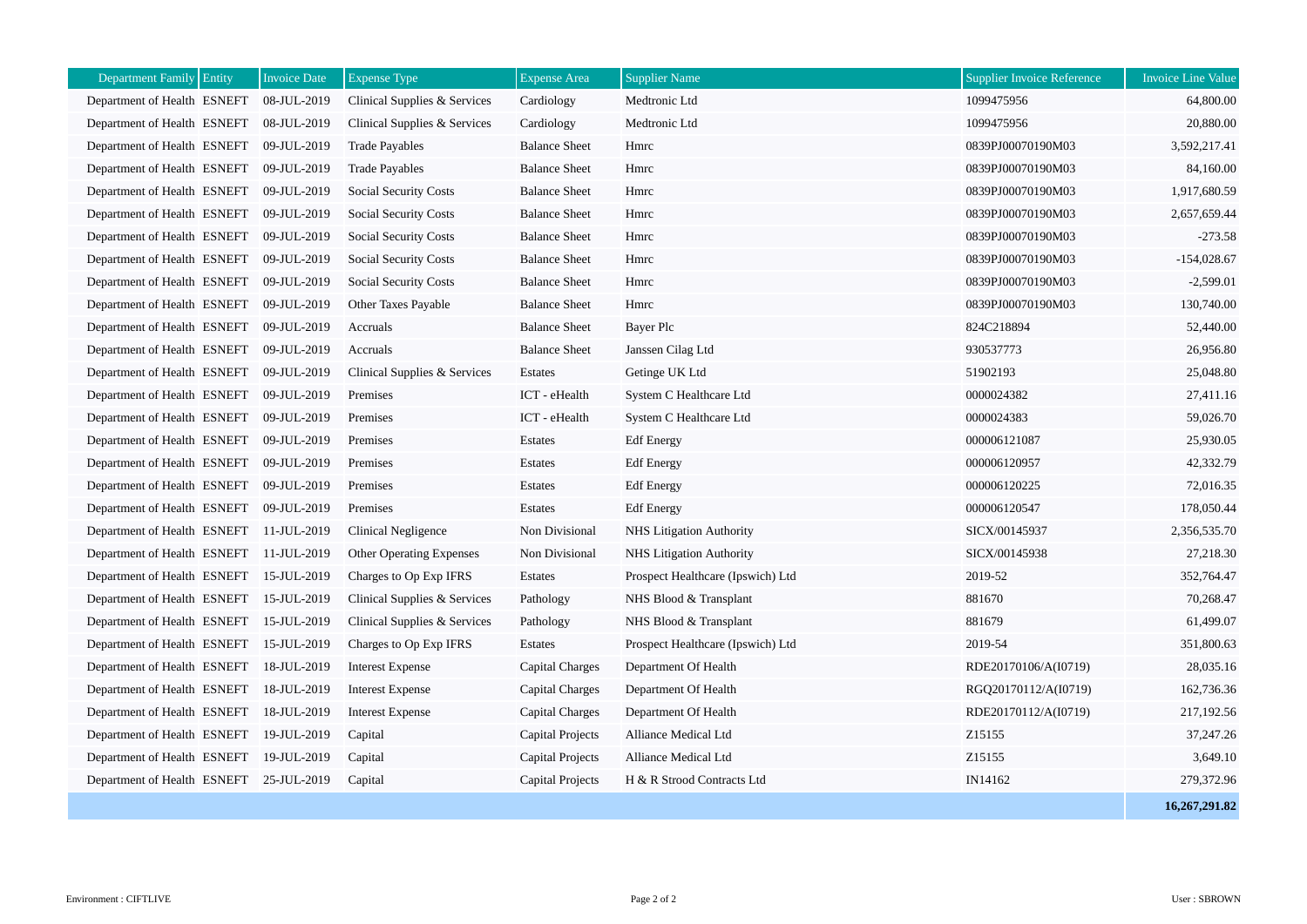| Department Family | Entity | Invoice Date | Expense Type | Expense Area | Supplier Name | Supplier Invoice Reference | Invoice Line Value |
|---|---|---|---|---|---|---|---|
| Department of Health | ESNEFT | 08-JUL-2019 | Clinical Supplies & Services | Cardiology | Medtronic Ltd | 1099475956 | 64,800.00 |
| Department of Health | ESNEFT | 08-JUL-2019 | Clinical Supplies & Services | Cardiology | Medtronic Ltd | 1099475956 | 20,880.00 |
| Department of Health | ESNEFT | 09-JUL-2019 | Trade Payables | Balance Sheet | Hmrc | 0839PJ00070190M03 | 3,592,217.41 |
| Department of Health | ESNEFT | 09-JUL-2019 | Trade Payables | Balance Sheet | Hmrc | 0839PJ00070190M03 | 84,160.00 |
| Department of Health | ESNEFT | 09-JUL-2019 | Social Security Costs | Balance Sheet | Hmrc | 0839PJ00070190M03 | 1,917,680.59 |
| Department of Health | ESNEFT | 09-JUL-2019 | Social Security Costs | Balance Sheet | Hmrc | 0839PJ00070190M03 | 2,657,659.44 |
| Department of Health | ESNEFT | 09-JUL-2019 | Social Security Costs | Balance Sheet | Hmrc | 0839PJ00070190M03 | -273.58 |
| Department of Health | ESNEFT | 09-JUL-2019 | Social Security Costs | Balance Sheet | Hmrc | 0839PJ00070190M03 | -154,028.67 |
| Department of Health | ESNEFT | 09-JUL-2019 | Social Security Costs | Balance Sheet | Hmrc | 0839PJ00070190M03 | -2,599.01 |
| Department of Health | ESNEFT | 09-JUL-2019 | Other Taxes Payable | Balance Sheet | Hmrc | 0839PJ00070190M03 | 130,740.00 |
| Department of Health | ESNEFT | 09-JUL-2019 | Accruals | Balance Sheet | Bayer Plc | 824C218894 | 52,440.00 |
| Department of Health | ESNEFT | 09-JUL-2019 | Accruals | Balance Sheet | Janssen Cilag Ltd | 930537773 | 26,956.80 |
| Department of Health | ESNEFT | 09-JUL-2019 | Clinical Supplies & Services | Estates | Getinge UK Ltd | 51902193 | 25,048.80 |
| Department of Health | ESNEFT | 09-JUL-2019 | Premises | ICT - eHealth | System C Healthcare Ltd | 0000024382 | 27,411.16 |
| Department of Health | ESNEFT | 09-JUL-2019 | Premises | ICT - eHealth | System C Healthcare Ltd | 0000024383 | 59,026.70 |
| Department of Health | ESNEFT | 09-JUL-2019 | Premises | Estates | Edf Energy | 000006121087 | 25,930.05 |
| Department of Health | ESNEFT | 09-JUL-2019 | Premises | Estates | Edf Energy | 000006120957 | 42,332.79 |
| Department of Health | ESNEFT | 09-JUL-2019 | Premises | Estates | Edf Energy | 000006120225 | 72,016.35 |
| Department of Health | ESNEFT | 09-JUL-2019 | Premises | Estates | Edf Energy | 000006120547 | 178,050.44 |
| Department of Health | ESNEFT | 11-JUL-2019 | Clinical Negligence | Non Divisional | NHS Litigation Authority | SICX/00145937 | 2,356,535.70 |
| Department of Health | ESNEFT | 11-JUL-2019 | Other Operating Expenses | Non Divisional | NHS Litigation Authority | SICX/00145938 | 27,218.30 |
| Department of Health | ESNEFT | 15-JUL-2019 | Charges to Op Exp IFRS | Estates | Prospect Healthcare (Ipswich) Ltd | 2019-52 | 352,764.47 |
| Department of Health | ESNEFT | 15-JUL-2019 | Clinical Supplies & Services | Pathology | NHS Blood & Transplant | 881670 | 70,268.47 |
| Department of Health | ESNEFT | 15-JUL-2019 | Clinical Supplies & Services | Pathology | NHS Blood & Transplant | 881679 | 61,499.07 |
| Department of Health | ESNEFT | 15-JUL-2019 | Charges to Op Exp IFRS | Estates | Prospect Healthcare (Ipswich) Ltd | 2019-54 | 351,800.63 |
| Department of Health | ESNEFT | 18-JUL-2019 | Interest Expense | Capital Charges | Department Of Health | RDE20170106/A(I0719) | 28,035.16 |
| Department of Health | ESNEFT | 18-JUL-2019 | Interest Expense | Capital Charges | Department Of Health | RGQ20170112/A(I0719) | 162,736.36 |
| Department of Health | ESNEFT | 18-JUL-2019 | Interest Expense | Capital Charges | Department Of Health | RDE20170112/A(I0719) | 217,192.56 |
| Department of Health | ESNEFT | 19-JUL-2019 | Capital | Capital Projects | Alliance Medical Ltd | Z15155 | 37,247.26 |
| Department of Health | ESNEFT | 19-JUL-2019 | Capital | Capital Projects | Alliance Medical Ltd | Z15155 | 3,649.10 |
| Department of Health | ESNEFT | 25-JUL-2019 | Capital | Capital Projects | H & R Strood Contracts Ltd | IN14162 | 279,372.96 |
| | | | | | | | **16,267,291.82** |

Environment : CIFTLIVE

User : SBROWN